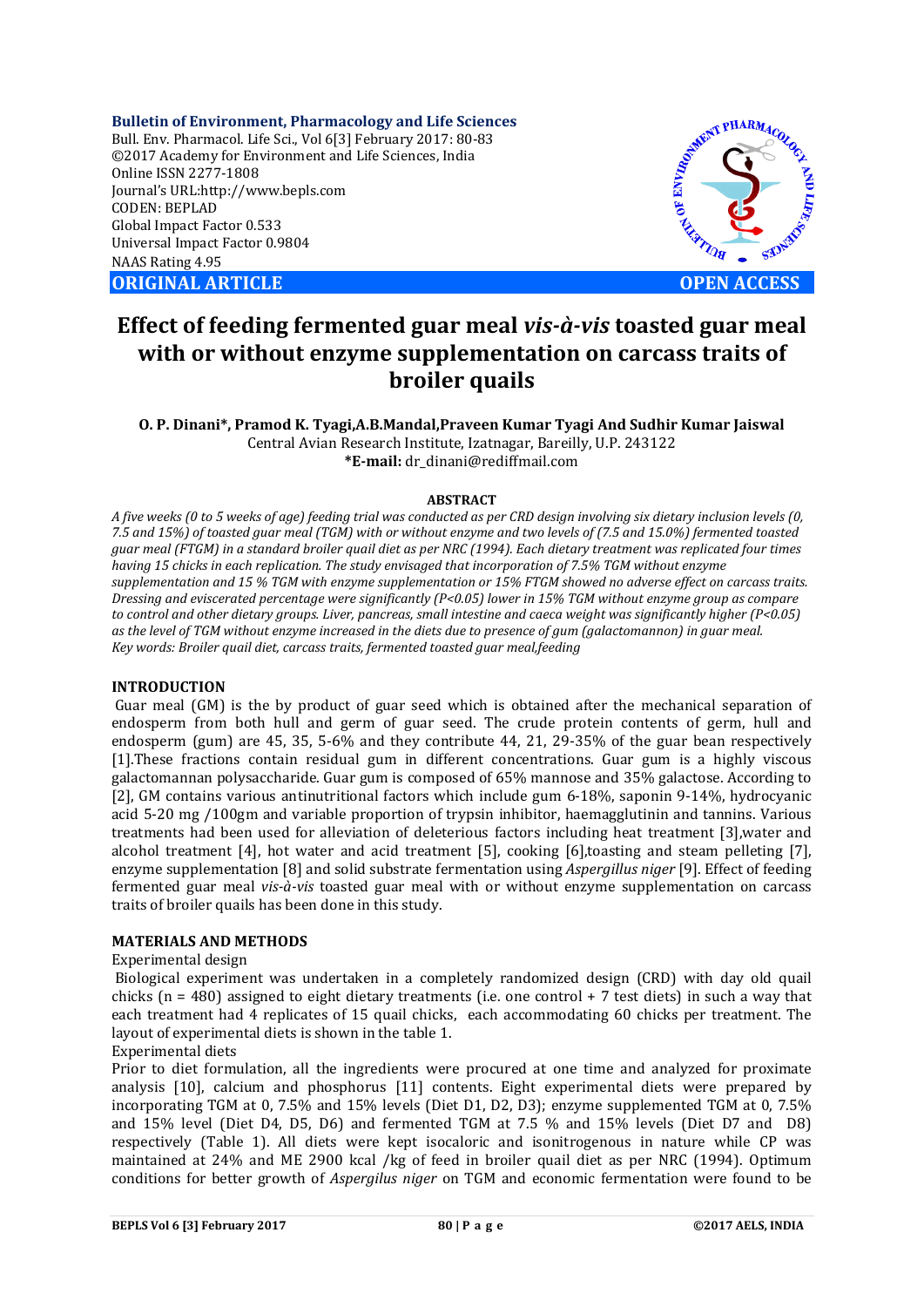**Bulletin of Environment, Pharmacology and Life Sciences**
Bull. Env. Pharmacol. Life Sci., Vol 6[3] February 2017: 80-83
©2017 Academy for Environment and Life Sciences, India
Online ISSN 2277-1808
Journal's URL:http://www.bepls.com
CODEN: BEPLAD
Global Impact Factor 0.533
Universal Impact Factor 0.9804
NAAS Rating 4.95

**ORIGINAL ARTICLE** **OPEN ACCESS**

# Effect of feeding fermented guar meal *vis-à-vis* toasted guar meal with or without enzyme supplementation on carcass traits of broiler quails

**O. P. Dinani\*, Pramod K. Tyagi,A.B.Mandal,Praveen Kumar Tyagi And Sudhir Kumar Jaiswal**
Central Avian Research Institute, Izatnagar, Bareilly, U.P. 243122
**\*E-mail:** dr_dinani@rediffmail.com

**ABSTRACT**

*A five weeks (0 to 5 weeks of age) feeding trial was conducted as per CRD design involving six dietary inclusion levels (0, 7.5 and 15%) of toasted guar meal (TGM) with or without enzyme and two levels of (7.5 and 15.0%) fermented toasted guar meal (FTGM) in a standard broiler quail diet as per NRC (1994). Each dietary treatment was replicated four times having 15 chicks in each replication. The study envisaged that incorporation of 7.5% TGM without enzyme supplementation and 15 % TGM with enzyme supplementation or 15% FTGM showed no adverse effect on carcass traits. Dressing and eviscerated percentage were significantly (P<0.05) lower in 15% TGM without enzyme group as compare to control and other dietary groups. Liver, pancreas, small intestine and caeca weight was significantly higher (P<0.05) as the level of TGM without enzyme increased in the diets due to presence of gum (galactomannon) in guar meal.*
*Key words: Broiler quail diet, carcass traits, fermented toasted guar meal,feeding*

## INTRODUCTION

Guar meal (GM) is the by product of guar seed which is obtained after the mechanical separation of endosperm from both hull and germ of guar seed. The crude protein contents of germ, hull and endosperm (gum) are 45, 35, 5-6% and they contribute 44, 21, 29-35% of the guar bean respectively [1].These fractions contain residual gum in different concentrations. Guar gum is a highly viscous galactomannan polysaccharide. Guar gum is composed of 65% mannose and 35% galactose. According to [2], GM contains various antinutritional factors which include gum 6-18%, saponin 9-14%, hydrocyanic acid 5-20 mg /100gm and variable proportion of trypsin inhibitor, haemagglutinin and tannins. Various treatments had been used for alleviation of deleterious factors including heat treatment [3],water and alcohol treatment [4], hot water and acid treatment [5], cooking [6],toasting and steam pelleting [7], enzyme supplementation [8] and solid substrate fermentation using *Aspergillus niger* [9]. Effect of feeding fermented guar meal *vis-à-vis* toasted guar meal with or without enzyme supplementation on carcass traits of broiler quails has been done in this study.

## MATERIALS AND METHODS

Experimental design

Biological experiment was undertaken in a completely randomized design (CRD) with day old quail chicks (n = 480) assigned to eight dietary treatments (i.e. one control + 7 test diets) in such a way that each treatment had 4 replicates of 15 quail chicks, each accommodating 60 chicks per treatment. The layout of experimental diets is shown in the table 1.

Experimental diets

Prior to diet formulation, all the ingredients were procured at one time and analyzed for proximate analysis [10], calcium and phosphorus [11] contents. Eight experimental diets were prepared by incorporating TGM at 0, 7.5% and 15% levels (Diet D1, D2, D3); enzyme supplemented TGM at 0, 7.5% and 15% level (Diet D4, D5, D6) and fermented TGM at 7.5 % and 15% levels (Diet D7 and D8) respectively (Table 1). All diets were kept isocaloric and isonitrogenous in nature while CP was maintained at 24% and ME 2900 kcal /kg of feed in broiler quail diet as per NRC (1994). Optimum conditions for better growth of *Aspergilus niger* on TGM and economic fermentation were found to be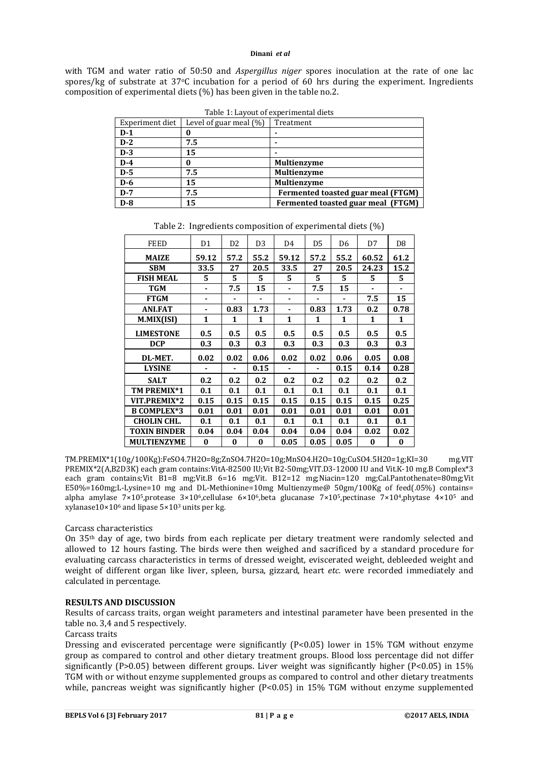with TGM and water ratio of 50:50 and *Aspergillus niger* spores inoculation at the rate of one lac spores/kg of substrate at 37°C incubation for a period of 60 hrs during the experiment. Ingredients composition of experimental diets (%) has been given in the table no.2.

Table 1: Layout of experimental diets

| Experiment diet | Level of guar meal (%) | Treatment |
|---|---|---|
| **D-1** | **0** | - |
| **D-2** | **7.5** | - |
| **D-3** | **15** | - |
| **D-4** | **0** | **Multienzyme** |
| **D-5** | **7.5** | **Multienzyme** |
| **D-6** | **15** | **Multienzyme** |
| **D-7** | **7.5** | **Fermented toasted guar meal (FTGM)** |
| **D-8** | **15** | **Fermented toasted guar meal (FTGM)** |

Table 2: Ingredients composition of experimental diets (%)

| FEED | D1 | D2 | D3 | D4 | D5 | D6 | D7 | D8 |
|---|---|---|---|---|---|---|---|---|
| **MAIZE** | **59.12** | **57.2** | **55.2** | **59.12** | **57.2** | **55.2** | **60.52** | **61.2** |
| **SBM** | **33.5** | **27** | **20.5** | **33.5** | **27** | **20.5** | **24.23** | **15.2** |
| **FISH MEAL** | **5** | **5** | **5** | **5** | **5** | **5** | **5** | **5** |
| **TGM** | - | **7.5** | **15** | - | **7.5** | **15** | - | - |
| **FTGM** | - | - | - | - | - | - | **7.5** | **15** |
| **ANI.FAT** | - | **0.83** | **1.73** | - | **0.83** | **1.73** | **0.2** | **0.78** |
| **M.MIX(ISI)** | **1** | **1** | **1** | **1** | **1** | **1** | **1** | **1** |
| **LIMESTONE** | **0.5** | **0.5** | **0.5** | **0.5** | **0.5** | **0.5** | **0.5** | **0.5** |
| **DCP** | **0.3** | **0.3** | **0.3** | **0.3** | **0.3** | **0.3** | **0.3** | **0.3** |
| **DL-MET.** | **0.02** | **0.02** | **0.06** | **0.02** | **0.02** | **0.06** | **0.05** | **0.08** |
| **LYSINE** | - | - | **0.15** | - | - | **0.15** | **0.14** | **0.28** |
| **SALT** | **0.2** | **0.2** | **0.2** | **0.2** | **0.2** | **0.2** | **0.2** | **0.2** |
| **TM PREMIX*1** | **0.1** | **0.1** | **0.1** | **0.1** | **0.1** | **0.1** | **0.1** | **0.1** |
| **VIT.PREMIX*2** | **0.15** | **0.15** | **0.15** | **0.15** | **0.15** | **0.15** | **0.15** | **0.25** |
| **B COMPLEX*3** | **0.01** | **0.01** | **0.01** | **0.01** | **0.01** | **0.01** | **0.01** | **0.01** |
| **CHOLIN CHL.** | **0.1** | **0.1** | **0.1** | **0.1** | **0.1** | **0.1** | **0.1** | **0.1** |
| **TOXIN BINDER** | **0.04** | **0.04** | **0.04** | **0.04** | **0.04** | **0.04** | **0.02** | **0.02** |
| **MULTIENZYME** | **0** | **0** | **0** | **0.05** | **0.05** | **0.05** | **0** | **0** |

TM.PREMIX*1(10g/100Kg):$FeSO_4.7H_2O$=8g;$ZnSO_4.7H_2O$=10g;$MnSO_4.H_2O$=10g;$CuSO_4.5H_2O$=1g;KI=30 mg.VIT PREMIX*2(A,B2D3K) each gram contains:VitA-82500 IU;Vit B2-50mg;VIT.D3-12000 IU and Vit.K-10 mg.B Complex*3 each gram contains;Vit B1=8 mg;Vit.B 6=16 mg;Vit. B12=12 mg;Niacin=120 mg;Cal.Pantothenate=80mg;Vit E50%=160mg;L-Lysine=10 mg and DL-Methionine=10mg Multienzyme@ 50gm/100Kg of feed(.05%) contains= alpha amylase $7\times10^5$,protease $3\times10^6$,cellulase $6\times10^6$,beta glucanase $7\times10^5$,pectinase $7\times10^4$,phytase $4\times10^5$ and xylanase$10\times10^6$ and lipase $5\times10^3$ units per kg.

Carcass characteristics

On 35th day of age, two birds from each replicate per dietary treatment were randomly selected and allowed to 12 hours fasting. The birds were then weighed and sacrificed by a standard procedure for evaluating carcass characteristics in terms of dressed weight, eviscerated weight, debleeded weight and weight of different organ like liver, spleen, bursa, gizzard, heart *etc.* were recorded immediately and calculated in percentage.

## RESULTS AND DISCUSSION

Results of carcass traits, organ weight parameters and intestinal parameter have been presented in the table no. 3,4 and 5 respectively.

Carcass traits

Dressing and eviscerated percentage were significantly ($P<0.05$) lower in 15% TGM without enzyme group as compared to control and other dietary treatment groups. Blood loss percentage did not differ significantly ($P>0.05$) between different groups. Liver weight was significantly higher ($P<0.05$) in 15% TGM with or without enzyme supplemented groups as compared to control and other dietary treatments while, pancreas weight was significantly higher ($P<0.05$) in 15% TGM without enzyme supplemented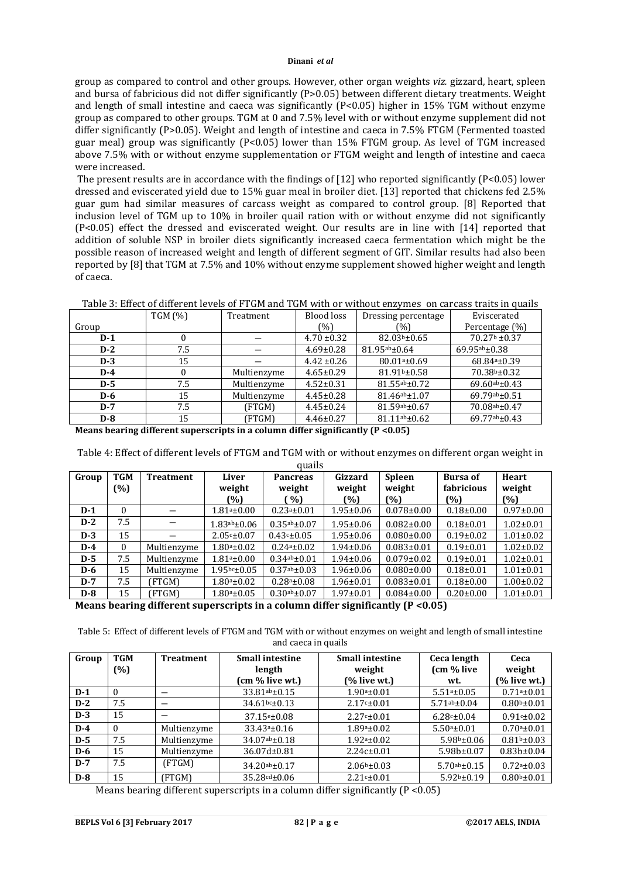group as compared to control and other groups. However, other organ weights *viz.* gizzard, heart, spleen and bursa of fabricious did not differ significantly (P>0.05) between different dietary treatments. Weight and length of small intestine and caeca was significantly (P<0.05) higher in 15% TGM without enzyme group as compared to other groups. TGM at 0 and 7.5% level with or without enzyme supplement did not differ significantly (P>0.05). Weight and length of intestine and caeca in 7.5% FTGM (Fermented toasted guar meal) group was significantly (P<0.05) lower than 15% FTGM group. As level of TGM increased above 7.5% with or without enzyme supplementation or FTGM weight and length of intestine and caeca were increased.

The present results are in accordance with the findings of [12] who reported significantly (P<0.05) lower dressed and eviscerated yield due to 15% guar meal in broiler diet. [13] reported that chickens fed 2.5% guar gum had similar measures of carcass weight as compared to control group. [8] Reported that inclusion level of TGM up to 10% in broiler quail ration with or without enzyme did not significantly (P<0.05) effect the dressed and eviscerated weight. Our results are in line with [14] reported that addition of soluble NSP in broiler diets significantly increased caeca fermentation which might be the possible reason of increased weight and length of different segment of GIT. Similar results had also been reported by [8] that TGM at 7.5% and 10% without enzyme supplement showed higher weight and length of caeca.

Table 3: Effect of different levels of FTGM and TGM with or without enzymes on carcass traits in quails

| Group | TGM (%) | Treatment | Blood loss (%) | Dressing percentage (%) | Eviscerated Percentage (%) |
|---|---|---|---|---|---|
| D-1 | 0 | — | 4.70 ±0.32 | 82.03$^{b}$±0.65 | 70.27$^{b}$ ±0.37 |
| D-2 | 7.5 | — | 4.69±0.28 | 81.95$^{ab}$±0.64 | 69.95$^{ab}$±0.38 |
| D-3 | 15 | — | 4.42 ±0.26 | 80.01$^{a}$±0.69 | 68.84$^{a}$±0.39 |
| D-4 | 0 | Multienzyme | 4.65±0.29 | 81.91$^{b}$±0.58 | 70.38$^{b}$±0.32 |
| D-5 | 7.5 | Multienzyme | 4.52±0.31 | 81.55$^{ab}$±0.72 | 69.60$^{ab}$±0.43 |
| D-6 | 15 | Multienzyme | 4.45±0.28 | 81.46$^{ab}$±1.07 | 69.79$^{ab}$±0.51 |
| D-7 | 7.5 | (FTGM) | 4.45±0.24 | 81.59$^{ab}$±0.67 | 70.08$^{ab}$±0.47 |
| D-8 | 15 | (FTGM) | 4.46±0.27 | 81.11$^{ab}$±0.62 | 69.77$^{ab}$±0.43 |

**Means bearing different superscripts in a column differ significantly (P <0.05)**

Table 4: Effect of different levels of FTGM and TGM with or without enzymes on different organ weight in quails

| Group | TGM (%) | Treatment | Liver weight (%) | Pancreas weight (%) | Gizzard weight (%) | Spleen weight (%) | Bursa of fabricious (%) | Heart weight (%) |
|---|---|---|---|---|---|---|---|---|
| D-1 | 0 | — | 1.81$^{a}$±0.00 | 0.23$^{a}$±0.01 | 1.95±0.06 | 0.078±0.00 | 0.18±0.00 | 0.97±0.00 |
| D-2 | 7.5 | — | 1.83$^{ab}$±0.06 | 0.35$^{ab}$±0.07 | 1.95±0.06 | 0.082±0.00 | 0.18±0.01 | 1.02±0.01 |
| D-3 | 15 | — | 2.05$^{c}$±0.07 | 0.43$^{c}$±0.05 | 1.95±0.06 | 0.080±0.00 | 0.19±0.02 | 1.01±0.02 |
| D-4 | 0 | Multienzyme | 1.80$^{a}$±0.02 | 0.24$^{a}$±0.02 | 1.94±0.06 | 0.083±0.01 | 0.19±0.01 | 1.02±0.02 |
| D-5 | 7.5 | Multienzyme | 1.81$^{a}$±0.00 | 0.34$^{ab}$±0.01 | 1.94±0.06 | 0.079±0.02 | 0.19±0.01 | 1.02±0.01 |
| D-6 | 15 | Multienzyme | 1.95$^{bc}$±0.05 | 0.37$^{ab}$±0.03 | 1.96±0.06 | 0.080±0.00 | 0.18±0.01 | 1.01±0.01 |
| D-7 | 7.5 | (FTGM) | 1.80$^{a}$±0.02 | 0.28$^{a}$±0.08 | 1.96±0.01 | 0.083±0.01 | 0.18±0.00 | 1.00±0.02 |
| D-8 | 15 | (FTGM) | 1.80$^{a}$±0.05 | 0.30$^{ab}$±0.07 | 1.97±0.01 | 0.084±0.00 | 0.20±0.00 | 1.01±0.01 |

**Means bearing different superscripts in a column differ significantly (P <0.05)**

Table 5: Effect of different levels of FTGM and TGM with or without enzymes on weight and length of small intestine and caeca in quails

| Group | TGM (%) | Treatment | Small intestine length (cm % live wt.) | Small intestine weight (% live wt.) | Ceca length (cm % live wt. | Ceca weight (% live wt.) |
|---|---|---|---|---|---|---|
| D-1 | 0 | — | 33.81$^{ab}$±0.15 | 1.90$^{a}$±0.01 | 5.51$^{a}$±0.05 | 0.71$^{a}$±0.01 |
| D-2 | 7.5 | — | 34.61$^{bc}$±0.13 | 2.17$^{c}$±0.01 | 5.71$^{ab}$±0.04 | 0.80$^{b}$±0.01 |
| D-3 | 15 | — | 37.15$^{e}$±0.08 | 2.27$^{c}$±0.01 | 6.28$^{c}$±0.04 | 0.91$^{c}$±0.02 |
| D-4 | 0 | Multienzyme | 33.43$^{a}$±0.16 | 1.89$^{a}$±0.02 | 5.50$^{a}$±0.01 | 0.70$^{a}$±0.01 |
| D-5 | 7.5 | Multienzyme | 34.07$^{ab}$±0.18 | 1.92$^{a}$±0.02 | 5.98$^{b}$±0.06 | 0.81$^{b}$±0.03 |
| D-6 | 15 | Multienzyme | 36.07d±0.81 | 2.24c±0.01 | 5.98b±0.07 | 0.83b±0.04 |
| D-7 | 7.5 | (FTGM) | 34.20$^{ab}$±0.17 | 2.06$^{b}$±0.03 | 5.70$^{ab}$±0.15 | 0.72$^{a}$±0.03 |
| D-8 | 15 | (FTGM) | 35.28$^{cd}$±0.06 | 2.21$^{c}$±0.01 | 5.92$^{b}$±0.19 | 0.80$^{b}$±0.01 |

Means bearing different superscripts in a column differ significantly (P <0.05)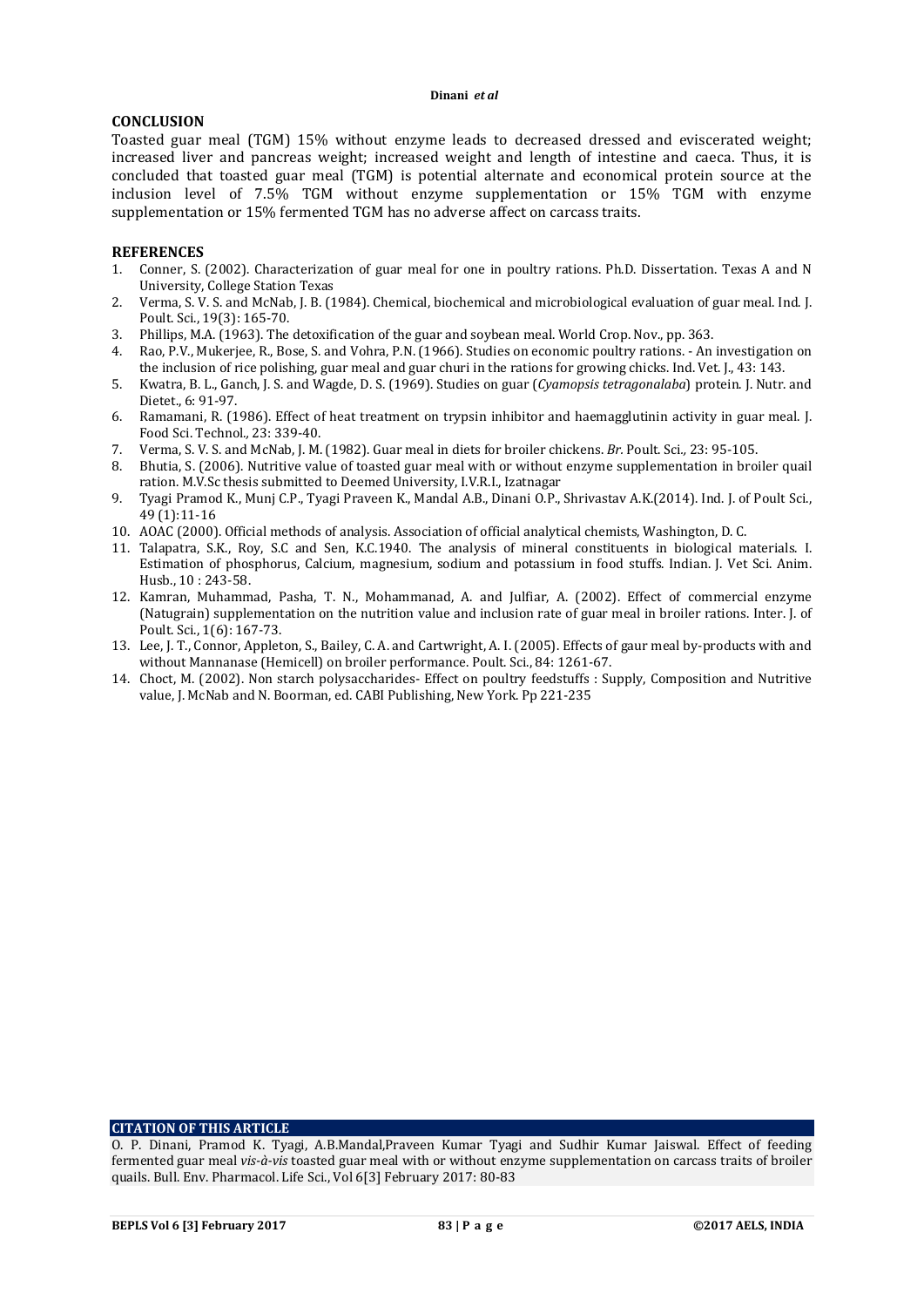## CONCLUSION

Toasted guar meal (TGM) 15% without enzyme leads to decreased dressed and eviscerated weight; increased liver and pancreas weight; increased weight and length of intestine and caeca. Thus, it is concluded that toasted guar meal (TGM) is potential alternate and economical protein source at the inclusion level of 7.5% TGM without enzyme supplementation or 15% TGM with enzyme supplementation or 15% fermented TGM has no adverse affect on carcass traits.

## REFERENCES

1. Conner, S. (2002). Characterization of guar meal for one in poultry rations. Ph.D. Dissertation. Texas A and N University, College Station Texas
2. Verma, S. V. S. and McNab, J. B. (1984). Chemical, biochemical and microbiological evaluation of guar meal. Ind. J. Poult. Sci., 19(3): 165-70.
3. Phillips, M.A. (1963). The detoxification of the guar and soybean meal. World Crop. Nov., pp. 363.
4. Rao, P.V., Mukerjee, R., Bose, S. and Vohra, P.N. (1966). Studies on economic poultry rations. - An investigation on the inclusion of rice polishing, guar meal and guar churi in the rations for growing chicks. Ind. Vet. J., 43: 143.
5. Kwatra, B. L., Ganch, J. S. and Wagde, D. S. (1969). Studies on guar (*Cyamopsis tetragonalaba*) protein. J. Nutr. and Dietet., 6: 91-97.
6. Ramamani, R. (1986). Effect of heat treatment on trypsin inhibitor and haemagglutinin activity in guar meal. J. Food Sci. Technol., 23: 339-40.
7. Verma, S. V. S. and McNab, J. M. (1982). Guar meal in diets for broiler chickens. *Br.* Poult. Sci., 23: 95-105.
8. Bhutia, S. (2006). Nutritive value of toasted guar meal with or without enzyme supplementation in broiler quail ration. M.V.Sc thesis submitted to Deemed University, I.V.R.I., Izatnagar
9. Tyagi Pramod K., Munj C.P., Tyagi Praveen K., Mandal A.B., Dinani O.P., Shrivastav A.K.(2014). Ind. J. of Poult Sci., 49 (1):11-16
10. AOAC (2000). Official methods of analysis. Association of official analytical chemists, Washington, D. C.
11. Talapatra, S.K., Roy, S.C and Sen, K.C.1940. The analysis of mineral constituents in biological materials. I. Estimation of phosphorus, Calcium, magnesium, sodium and potassium in food stuffs. Indian. J. Vet Sci. Anim. Husb., 10 : 243-58.
12. Kamran, Muhammad, Pasha, T. N., Mohammanad, A. and Julfiar, A. (2002). Effect of commercial enzyme (Natugrain) supplementation on the nutrition value and inclusion rate of guar meal in broiler rations. Inter. J. of Poult. Sci., 1(6): 167-73.
13. Lee, J. T., Connor, Appleton, S., Bailey, C. A. and Cartwright, A. I. (2005). Effects of gaur meal by-products with and without Mannanase (Hemicell) on broiler performance. Poult. Sci., 84: 1261-67.
14. Choct, M. (2002). Non starch polysaccharides- Effect on poultry feedstuffs : Supply, Composition and Nutritive value, J. McNab and N. Boorman, ed. CABI Publishing, New York. Pp 221-235

**CITATION OF THIS ARTICLE**

O. P. Dinani, Pramod K. Tyagi, A.B.Mandal,Praveen Kumar Tyagi and Sudhir Kumar Jaiswal. Effect of feeding fermented guar meal *vis-à-vis* toasted guar meal with or without enzyme supplementation on carcass traits of broiler quails. Bull. Env. Pharmacol. Life Sci., Vol 6[3] February 2017: 80-83